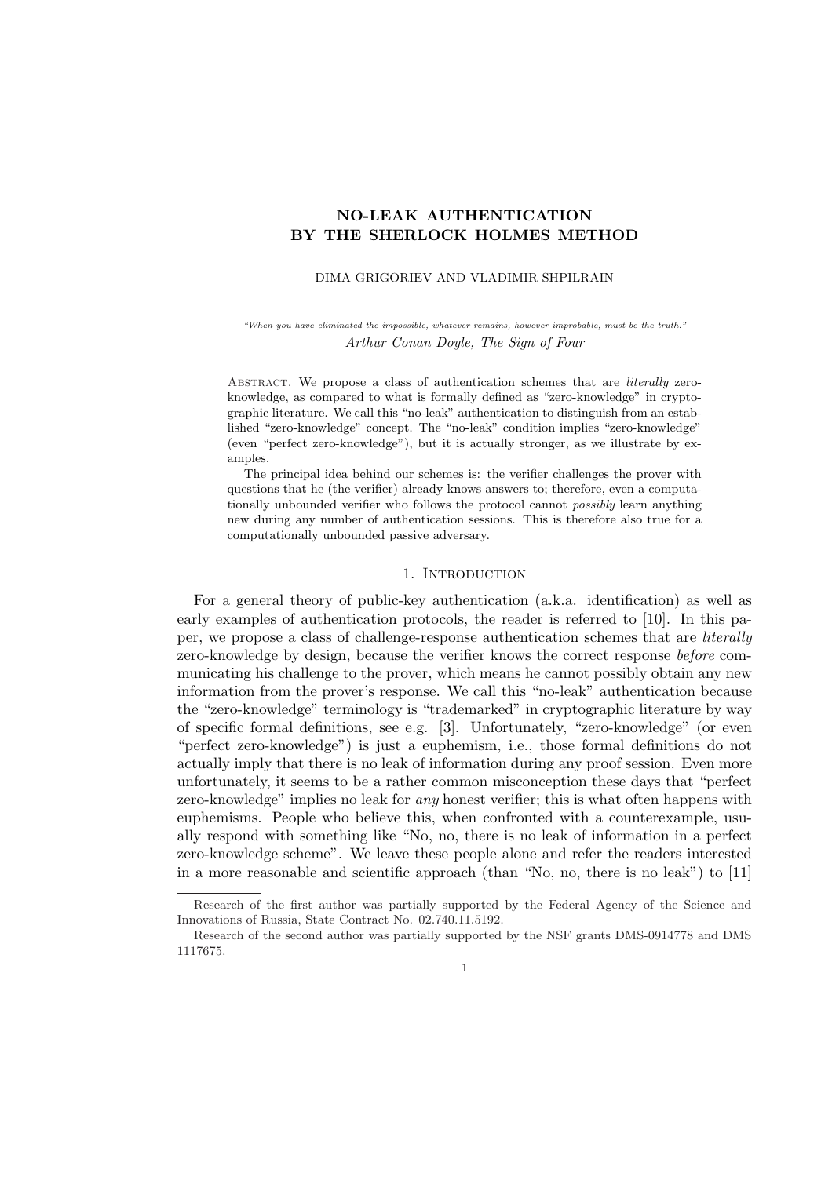# NO-LEAK AUTHENTICATION BY THE SHERLOCK HOLMES METHOD

DIMA GRIGORIEV AND VLADIMIR SHPILRAIN

*"When you have eliminated the impossible, whatever remains, however improbable, must be the truth."*

*Arthur Conan Doyle, The Sign of Four*

Abstract. We propose a class of authentication schemes that are *literally* zero-knowledge, as compared to what is formally defined as "zero-knowledge" in cryptographic literature. We call this "no-leak" authentication to distinguish from an established "zero-knowledge" concept. The "no-leak" condition implies "zero-knowledge" (even "perfect zero-knowledge"), but it is actually stronger, as we illustrate by examples.

The principal idea behind our schemes is: the verifier challenges the prover with questions that he (the verifier) already knows answers to; therefore, even a computationally unbounded verifier who follows the protocol cannot *possibly* learn anything new during any number of authentication sessions. This is therefore also true for a computationally unbounded passive adversary.

## 1. Introduction

For a general theory of public-key authentication (a.k.a. identification) as well as early examples of authentication protocols, the reader is referred to [10]. In this paper, we propose a class of challenge-response authentication schemes that are *literally* zero-knowledge by design, because the verifier knows the correct response *before* communicating his challenge to the prover, which means he cannot possibly obtain any new information from the prover's response. We call this "no-leak" authentication because the "zero-knowledge" terminology is "trademarked" in cryptographic literature by way of specific formal definitions, see e.g. [3]. Unfortunately, "zero-knowledge" (or even "perfect zero-knowledge") is just a euphemism, i.e., those formal definitions do not actually imply that there is no leak of information during any proof session. Even more unfortunately, it seems to be a rather common misconception these days that "perfect zero-knowledge" implies no leak for *any* honest verifier; this is what often happens with euphemisms. People who believe this, when confronted with a counterexample, usually respond with something like "No, no, there is no leak of information in a perfect zero-knowledge scheme". We leave these people alone and refer the readers interested in a more reasonable and scientific approach (than "No, no, there is no leak") to [11]

---

Research of the first author was partially supported by the Federal Agency of the Science and Innovations of Russia, State Contract No. 02.740.11.5192.

Research of the second author was partially supported by the NSF grants DMS-0914778 and DMS 1117675.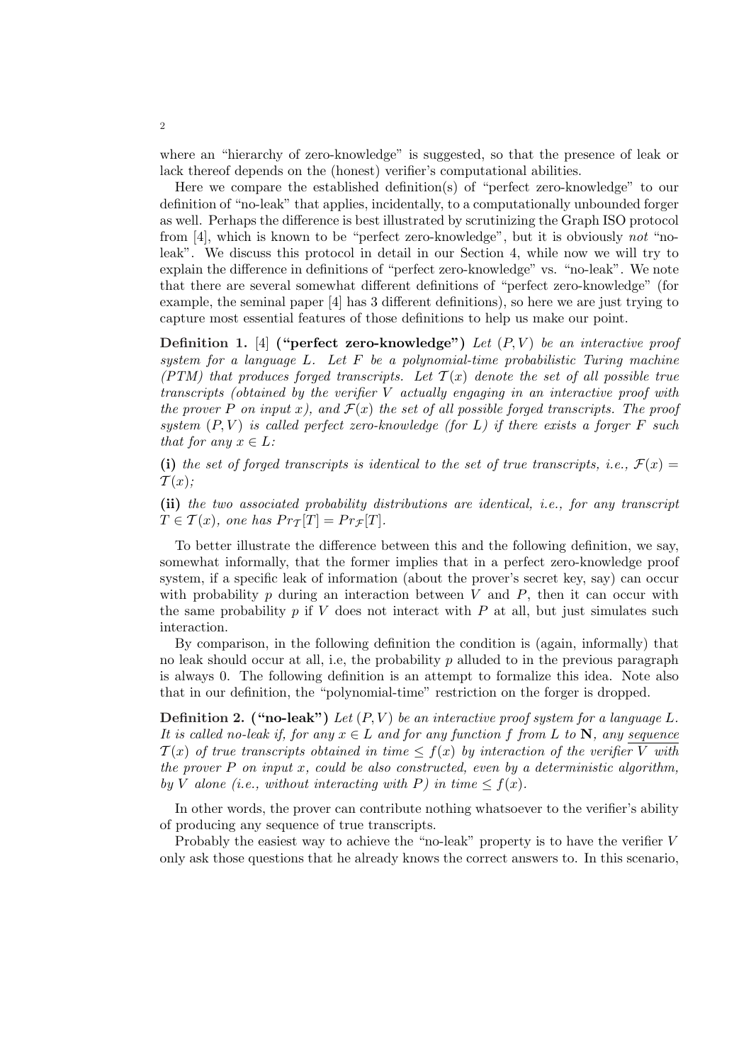where an "hierarchy of zero-knowledge" is suggested, so that the presence of leak or lack thereof depends on the (honest) verifier's computational abilities.

Here we compare the established definition(s) of "perfect zero-knowledge" to our definition of "no-leak" that applies, incidentally, to a computationally unbounded forger as well. Perhaps the difference is best illustrated by scrutinizing the Graph ISO protocol from [4], which is known to be "perfect zero-knowledge", but it is obviously *not* "no-leak". We discuss this protocol in detail in our Section 4, while now we will try to explain the difference in definitions of "perfect zero-knowledge" vs. "no-leak". We note that there are several somewhat different definitions of "perfect zero-knowledge" (for example, the seminal paper [4] has 3 different definitions), so here we are just trying to capture most essential features of those definitions to help us make our point.

**Definition 1.** [4] **("perfect zero-knowledge")** *Let $(P, V)$ be an interactive proof system for a language $L$. Let $F$ be a polynomial-time probabilistic Turing machine (PTM) that produces forged transcripts. Let $\mathcal{T}(x)$ denote the set of all possible true transcripts (obtained by the verifier $V$ actually engaging in an interactive proof with the prover $P$ on input $x$), and $\mathcal{F}(x)$ the set of all possible forged transcripts. The proof system $(P, V)$ is called perfect zero-knowledge (for $L$) if there exists a forger $F$ such that for any $x \in L$:*

**(i)** *the set of forged transcripts is identical to the set of true transcripts, i.e., $\mathcal{F}(x) = \mathcal{T}(x)$;*

**(ii)** *the two associated probability distributions are identical, i.e., for any transcript $T \in \mathcal{T}(x)$, one has $Pr_{\mathcal{T}}[T] = Pr_{\mathcal{F}}[T]$.*

To better illustrate the difference between this and the following definition, we say, somewhat informally, that the former implies that in a perfect zero-knowledge proof system, if a specific leak of information (about the prover's secret key, say) can occur with probability $p$ during an interaction between $V$ and $P$, then it can occur with the same probability $p$ if $V$ does not interact with $P$ at all, but just simulates such interaction.

By comparison, in the following definition the condition is (again, informally) that no leak should occur at all, i.e, the probability $p$ alluded to in the previous paragraph is always 0. The following definition is an attempt to formalize this idea. Note also that in our definition, the "polynomial-time" restriction on the forger is dropped.

**Definition 2. ("no-leak")** *Let $(P, V)$ be an interactive proof system for a language $L$. It is called no-leak if, for any $x \in L$ and for any function $f$ from $L$ to $\mathbf{N}$, any sequence $\mathcal{T}(x)$ of true transcripts obtained in time $\leq f(x)$ by interaction of the verifier $V$ with the prover $P$ on input $x$, could be also constructed, even by a deterministic algorithm, by $V$ alone (i.e., without interacting with $P$) in time $\leq f(x)$.*

In other words, the prover can contribute nothing whatsoever to the verifier's ability of producing any sequence of true transcripts.

Probably the easiest way to achieve the "no-leak" property is to have the verifier $V$ only ask those questions that he already knows the correct answers to. In this scenario,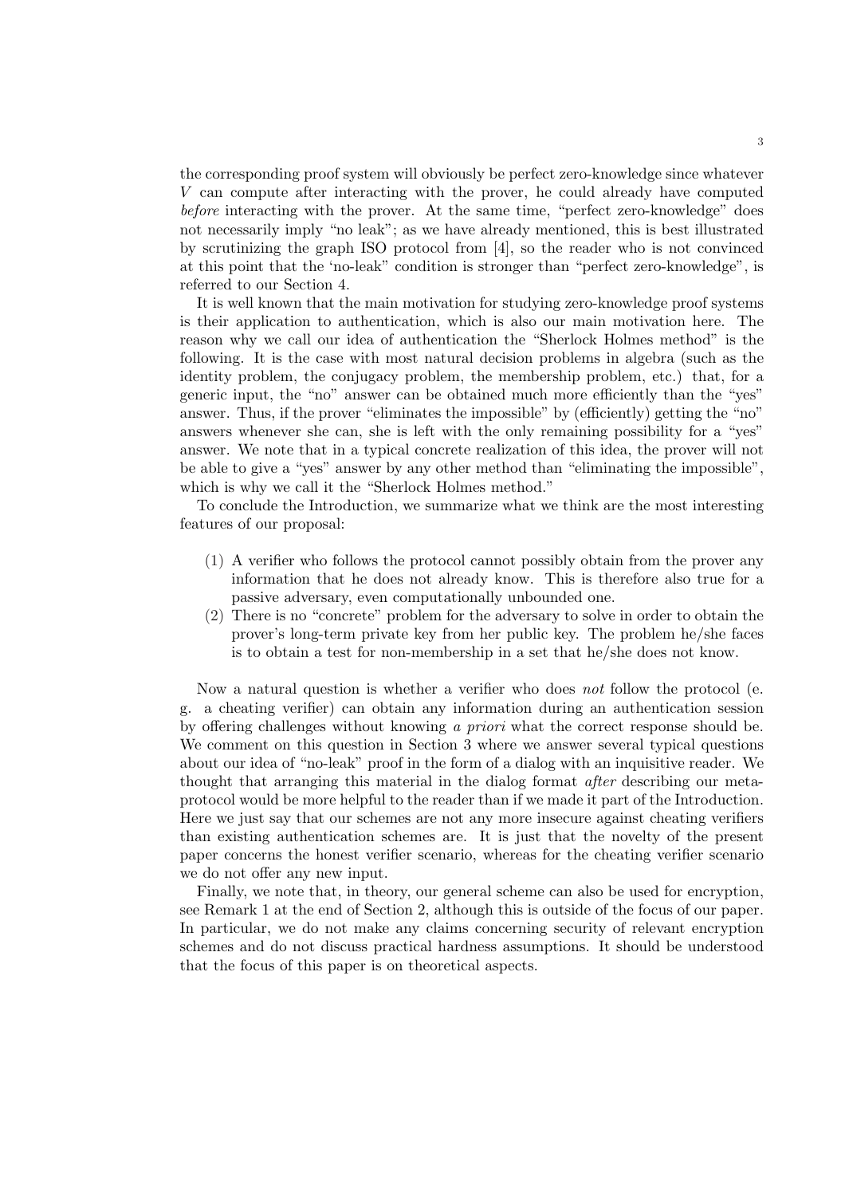the corresponding proof system will obviously be perfect zero-knowledge since whatever $V$ can compute after interacting with the prover, he could already have computed *before* interacting with the prover. At the same time, "perfect zero-knowledge" does not necessarily imply "no leak"; as we have already mentioned, this is best illustrated by scrutinizing the graph ISO protocol from [4], so the reader who is not convinced at this point that the 'no-leak" condition is stronger than "perfect zero-knowledge", is referred to our Section 4.

It is well known that the main motivation for studying zero-knowledge proof systems is their application to authentication, which is also our main motivation here. The reason why we call our idea of authentication the "Sherlock Holmes method" is the following. It is the case with most natural decision problems in algebra (such as the identity problem, the conjugacy problem, the membership problem, etc.) that, for a generic input, the "no" answer can be obtained much more efficiently than the "yes" answer. Thus, if the prover "eliminates the impossible" by (efficiently) getting the "no" answers whenever she can, she is left with the only remaining possibility for a "yes" answer. We note that in a typical concrete realization of this idea, the prover will not be able to give a "yes" answer by any other method than "eliminating the impossible", which is why we call it the "Sherlock Holmes method."

To conclude the Introduction, we summarize what we think are the most interesting features of our proposal:

(1) A verifier who follows the protocol cannot possibly obtain from the prover any information that he does not already know. This is therefore also true for a passive adversary, even computationally unbounded one.
(2) There is no "concrete" problem for the adversary to solve in order to obtain the prover's long-term private key from her public key. The problem he/she faces is to obtain a test for non-membership in a set that he/she does not know.

Now a natural question is whether a verifier who does *not* follow the protocol (e. g. a cheating verifier) can obtain any information during an authentication session by offering challenges without knowing *a priori* what the correct response should be. We comment on this question in Section 3 where we answer several typical questions about our idea of "no-leak" proof in the form of a dialog with an inquisitive reader. We thought that arranging this material in the dialog format *after* describing our meta-protocol would be more helpful to the reader than if we made it part of the Introduction. Here we just say that our schemes are not any more insecure against cheating verifiers than existing authentication schemes are. It is just that the novelty of the present paper concerns the honest verifier scenario, whereas for the cheating verifier scenario we do not offer any new input.

Finally, we note that, in theory, our general scheme can also be used for encryption, see Remark 1 at the end of Section 2, although this is outside of the focus of our paper. In particular, we do not make any claims concerning security of relevant encryption schemes and do not discuss practical hardness assumptions. It should be understood that the focus of this paper is on theoretical aspects.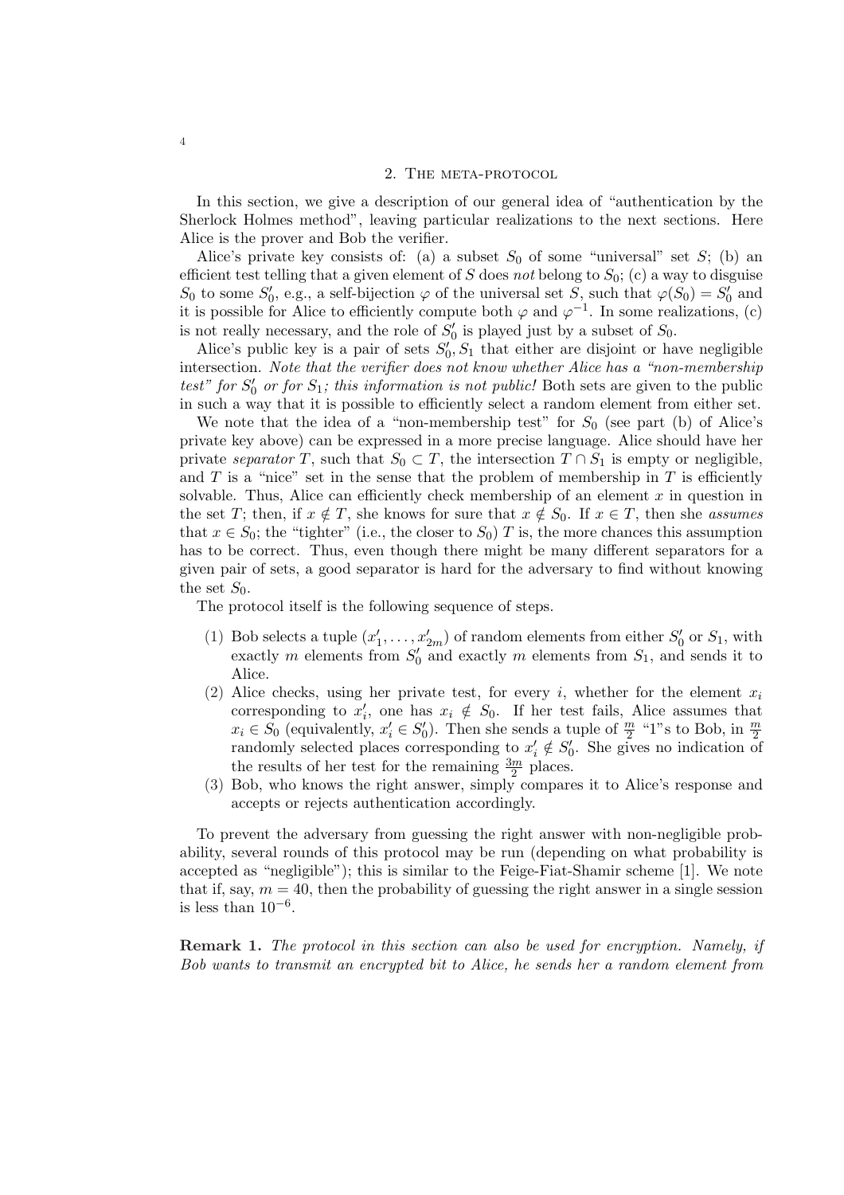## 2. The meta-protocol

In this section, we give a description of our general idea of "authentication by the Sherlock Holmes method", leaving particular realizations to the next sections. Here Alice is the prover and Bob the verifier.

Alice's private key consists of: (a) a subset $S_0$ of some "universal" set $S$; (b) an efficient test telling that a given element of $S$ does *not* belong to $S_0$; (c) a way to disguise $S_0$ to some $S_0'$, e.g., a self-bijection $\varphi$ of the universal set $S$, such that $\varphi(S_0) = S_0'$ and it is possible for Alice to efficiently compute both $\varphi$ and $\varphi^{-1}$. In some realizations, (c) is not really necessary, and the role of $S_0'$ is played just by a subset of $S_0$.

Alice's public key is a pair of sets $S_0', S_1$ that either are disjoint or have negligible intersection. *Note that the verifier does not know whether Alice has a "non-membership test" for $S_0'$ or for $S_1$; this information is not public!* Both sets are given to the public in such a way that it is possible to efficiently select a random element from either set.

We note that the idea of a "non-membership test" for $S_0$ (see part (b) of Alice's private key above) can be expressed in a more precise language. Alice should have her private *separator* $T$, such that $S_0 \subset T$, the intersection $T \cap S_1$ is empty or negligible, and $T$ is a "nice" set in the sense that the problem of membership in $T$ is efficiently solvable. Thus, Alice can efficiently check membership of an element $x$ in question in the set $T$; then, if $x \notin T$, she knows for sure that $x \notin S_0$. If $x \in T$, then she *assumes* that $x \in S_0$; the "tighter" (i.e., the closer to $S_0$) $T$ is, the more chances this assumption has to be correct. Thus, even though there might be many different separators for a given pair of sets, a good separator is hard for the adversary to find without knowing the set $S_0$.

The protocol itself is the following sequence of steps.

(1) Bob selects a tuple $(x_1', \ldots, x_{2m}')$ of random elements from either $S_0'$ or $S_1$, with exactly $m$ elements from $S_0'$ and exactly $m$ elements from $S_1$, and sends it to Alice.

(2) Alice checks, using her private test, for every $i$, whether for the element $x_i$ corresponding to $x_i'$, one has $x_i \notin S_0$. If her test fails, Alice assumes that $x_i \in S_0$ (equivalently, $x_i' \in S_0'$). Then she sends a tuple of $\frac{m}{2}$ "1"s to Bob, in $\frac{m}{2}$ randomly selected places corresponding to $x_i' \notin S_0'$. She gives no indication of the results of her test for the remaining $\frac{3m}{2}$ places.

(3) Bob, who knows the right answer, simply compares it to Alice's response and accepts or rejects authentication accordingly.

To prevent the adversary from guessing the right answer with non-negligible probability, several rounds of this protocol may be run (depending on what probability is accepted as "negligible"); this is similar to the Feige-Fiat-Shamir scheme [1]. We note that if, say, $m = 40$, then the probability of guessing the right answer in a single session is less than $10^{-6}$.

**Remark 1.** *The protocol in this section can also be used for encryption. Namely, if Bob wants to transmit an encrypted bit to Alice, he sends her a random element from*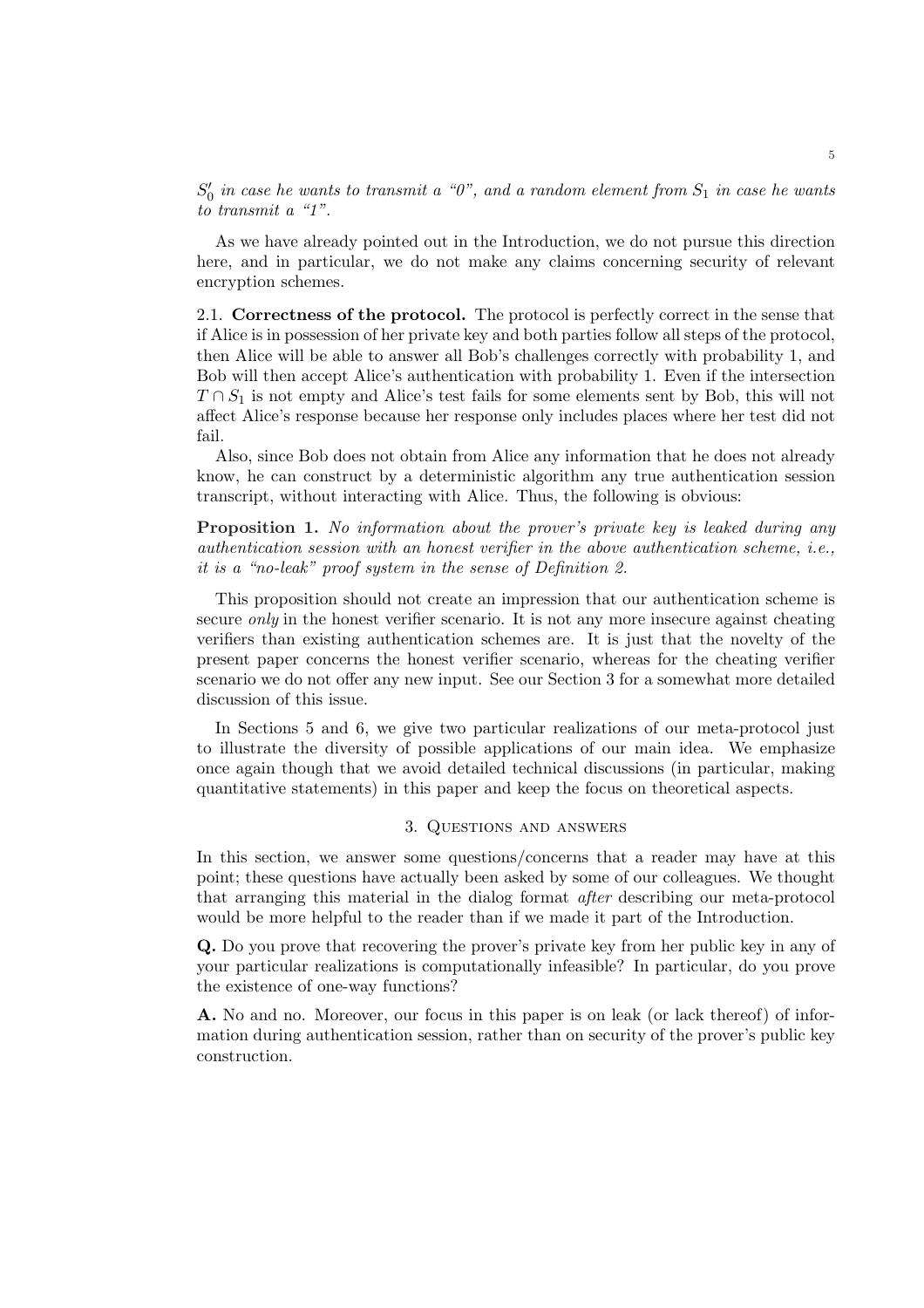*$S_0'$ in case he wants to transmit a "0", and a random element from $S_1$ in case he wants to transmit a "1".*

As we have already pointed out in the Introduction, we do not pursue this direction here, and in particular, we do not make any claims concerning security of relevant encryption schemes.

2.1. **Correctness of the protocol.** The protocol is perfectly correct in the sense that if Alice is in possession of her private key and both parties follow all steps of the protocol, then Alice will be able to answer all Bob's challenges correctly with probability 1, and Bob will then accept Alice's authentication with probability 1. Even if the intersection $T \cap S_1$ is not empty and Alice's test fails for some elements sent by Bob, this will not affect Alice's response because her response only includes places where her test did not fail.

Also, since Bob does not obtain from Alice any information that he does not already know, he can construct by a deterministic algorithm any true authentication session transcript, without interacting with Alice. Thus, the following is obvious:

**Proposition 1.** *No information about the prover's private key is leaked during any authentication session with an honest verifier in the above authentication scheme, i.e., it is a "no-leak" proof system in the sense of Definition 2.*

This proposition should not create an impression that our authentication scheme is secure *only* in the honest verifier scenario. It is not any more insecure against cheating verifiers than existing authentication schemes are. It is just that the novelty of the present paper concerns the honest verifier scenario, whereas for the cheating verifier scenario we do not offer any new input. See our Section 3 for a somewhat more detailed discussion of this issue.

In Sections 5 and 6, we give two particular realizations of our meta-protocol just to illustrate the diversity of possible applications of our main idea. We emphasize once again though that we avoid detailed technical discussions (in particular, making quantitative statements) in this paper and keep the focus on theoretical aspects.

## 3. Questions and answers

In this section, we answer some questions/concerns that a reader may have at this point; these questions have actually been asked by some of our colleagues. We thought that arranging this material in the dialog format *after* describing our meta-protocol would be more helpful to the reader than if we made it part of the Introduction.

**Q.** Do you prove that recovering the prover's private key from her public key in any of your particular realizations is computationally infeasible? In particular, do you prove the existence of one-way functions?

**A.** No and no. Moreover, our focus in this paper is on leak (or lack thereof) of information during authentication session, rather than on security of the prover's public key construction.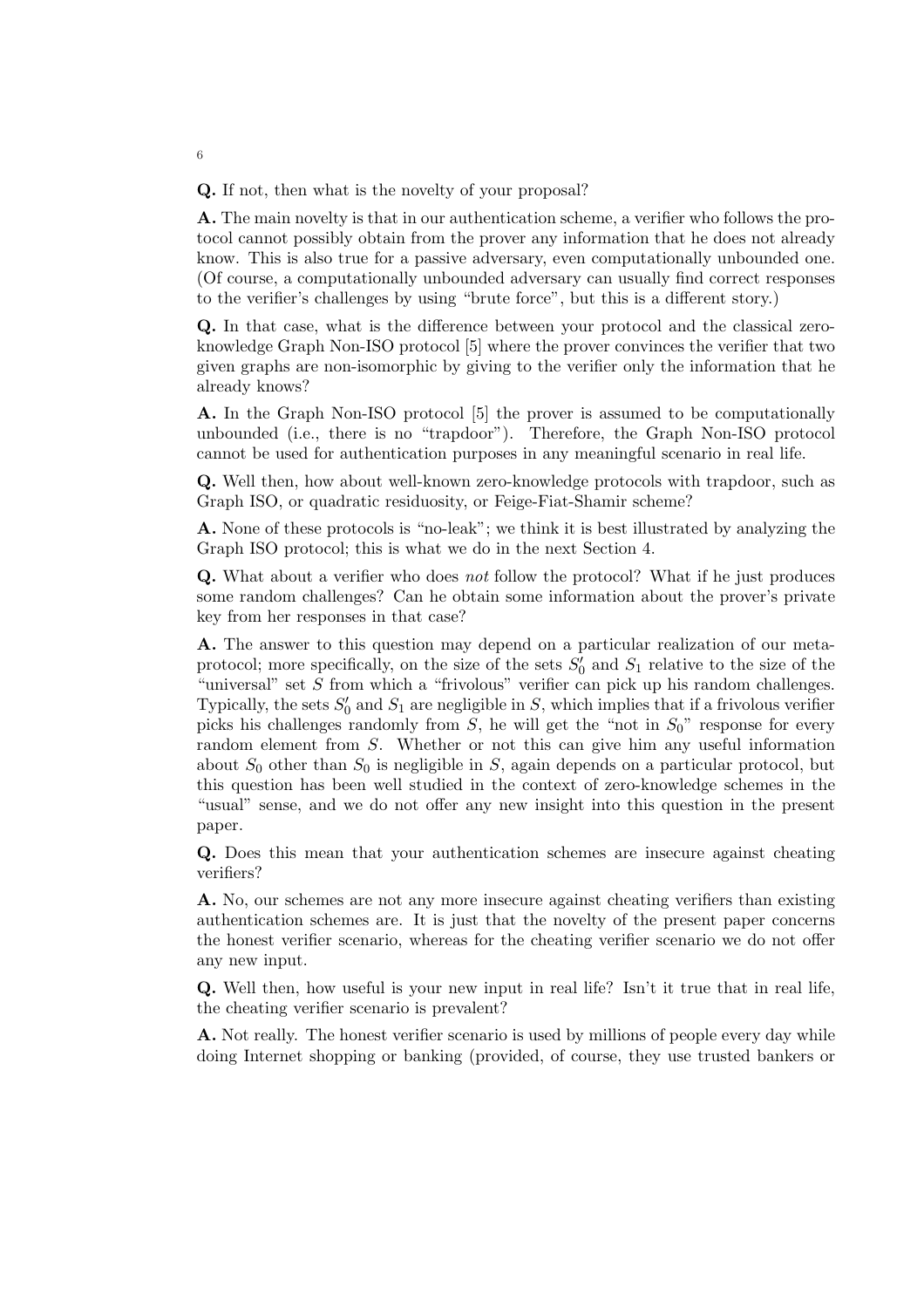**Q.** If not, then what is the novelty of your proposal?

**A.** The main novelty is that in our authentication scheme, a verifier who follows the protocol cannot possibly obtain from the prover any information that he does not already know. This is also true for a passive adversary, even computationally unbounded one. (Of course, a computationally unbounded adversary can usually find correct responses to the verifier's challenges by using "brute force", but this is a different story.)

**Q.** In that case, what is the difference between your protocol and the classical zero-knowledge Graph Non-ISO protocol [5] where the prover convinces the verifier that two given graphs are non-isomorphic by giving to the verifier only the information that he already knows?

**A.** In the Graph Non-ISO protocol [5] the prover is assumed to be computationally unbounded (i.e., there is no "trapdoor"). Therefore, the Graph Non-ISO protocol cannot be used for authentication purposes in any meaningful scenario in real life.

**Q.** Well then, how about well-known zero-knowledge protocols with trapdoor, such as Graph ISO, or quadratic residuosity, or Feige-Fiat-Shamir scheme?

**A.** None of these protocols is "no-leak"; we think it is best illustrated by analyzing the Graph ISO protocol; this is what we do in the next Section 4.

**Q.** What about a verifier who does *not* follow the protocol? What if he just produces some random challenges? Can he obtain some information about the prover's private key from her responses in that case?

**A.** The answer to this question may depend on a particular realization of our meta-protocol; more specifically, on the size of the sets $S_0'$ and $S_1$ relative to the size of the "universal" set $S$ from which a "frivolous" verifier can pick up his random challenges. Typically, the sets $S_0'$ and $S_1$ are negligible in $S$, which implies that if a frivolous verifier picks his challenges randomly from $S$, he will get the "not in $S_0$" response for every random element from $S$. Whether or not this can give him any useful information about $S_0$ other than $S_0$ is negligible in $S$, again depends on a particular protocol, but this question has been well studied in the context of zero-knowledge schemes in the "usual" sense, and we do not offer any new insight into this question in the present paper.

**Q.** Does this mean that your authentication schemes are insecure against cheating verifiers?

**A.** No, our schemes are not any more insecure against cheating verifiers than existing authentication schemes are. It is just that the novelty of the present paper concerns the honest verifier scenario, whereas for the cheating verifier scenario we do not offer any new input.

**Q.** Well then, how useful is your new input in real life? Isn't it true that in real life, the cheating verifier scenario is prevalent?

**A.** Not really. The honest verifier scenario is used by millions of people every day while doing Internet shopping or banking (provided, of course, they use trusted bankers or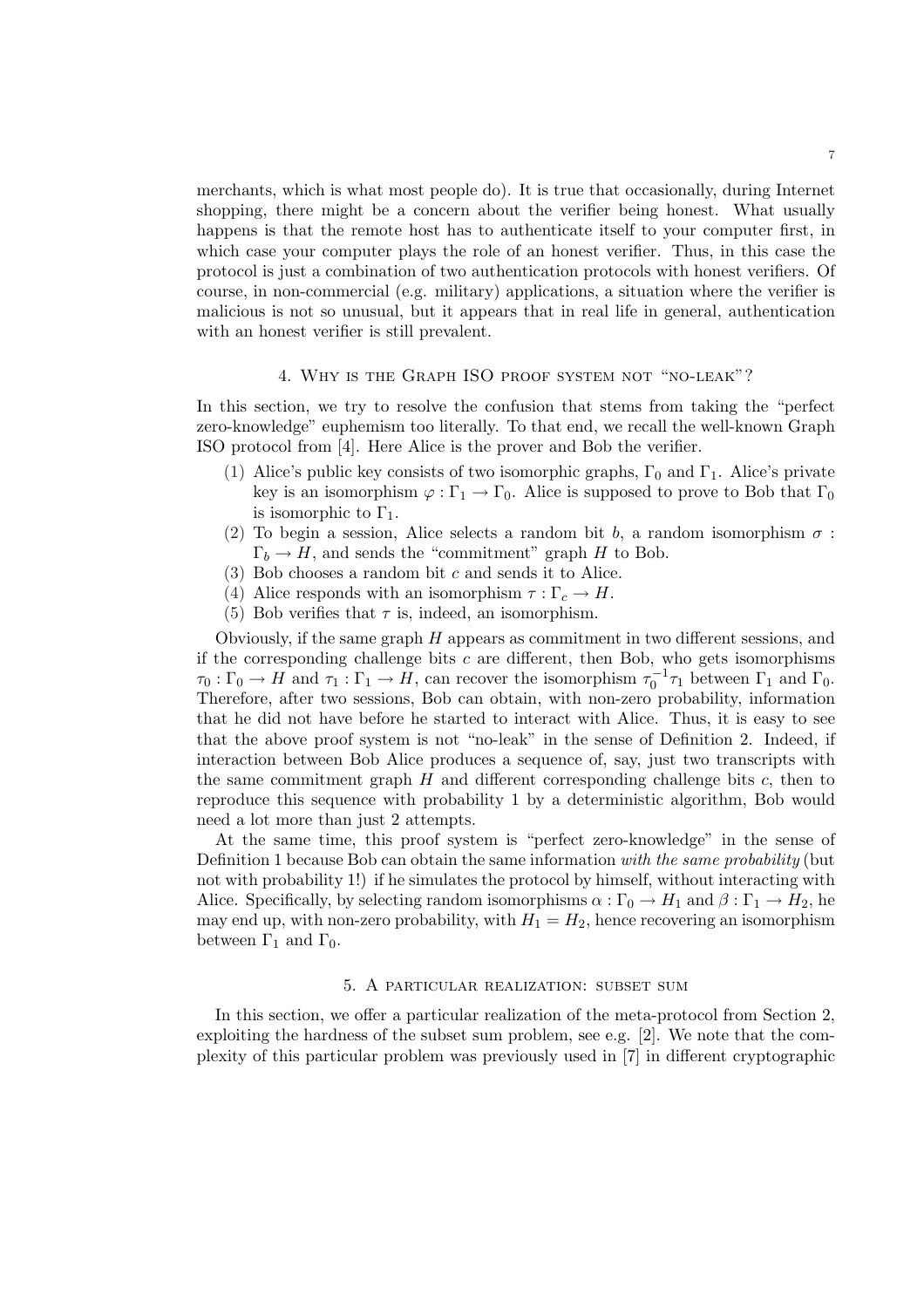merchants, which is what most people do). It is true that occasionally, during Internet shopping, there might be a concern about the verifier being honest. What usually happens is that the remote host has to authenticate itself to your computer first, in which case your computer plays the role of an honest verifier. Thus, in this case the protocol is just a combination of two authentication protocols with honest verifiers. Of course, in non-commercial (e.g. military) applications, a situation where the verifier is malicious is not so unusual, but it appears that in real life in general, authentication with an honest verifier is still prevalent.

## 4. Why is the Graph ISO proof system not "no-leak"?

In this section, we try to resolve the confusion that stems from taking the "perfect zero-knowledge" euphemism too literally. To that end, we recall the well-known Graph ISO protocol from [4]. Here Alice is the prover and Bob the verifier.

1. Alice's public key consists of two isomorphic graphs, $\Gamma_0$ and $\Gamma_1$. Alice's private key is an isomorphism $\varphi : \Gamma_1 \to \Gamma_0$. Alice is supposed to prove to Bob that $\Gamma_0$ is isomorphic to $\Gamma_1$.
2. To begin a session, Alice selects a random bit $b$, a random isomorphism $\sigma : \Gamma_b \to H$, and sends the "commitment" graph $H$ to Bob.
3. Bob chooses a random bit $c$ and sends it to Alice.
4. Alice responds with an isomorphism $\tau : \Gamma_c \to H$.
5. Bob verifies that $\tau$ is, indeed, an isomorphism.

Obviously, if the same graph $H$ appears as commitment in two different sessions, and if the corresponding challenge bits $c$ are different, then Bob, who gets isomorphisms $\tau_0 : \Gamma_0 \to H$ and $\tau_1 : \Gamma_1 \to H$, can recover the isomorphism $\tau_0^{-1}\tau_1$ between $\Gamma_1$ and $\Gamma_0$. Therefore, after two sessions, Bob can obtain, with non-zero probability, information that he did not have before he started to interact with Alice. Thus, it is easy to see that the above proof system is not "no-leak" in the sense of Definition 2. Indeed, if interaction between Bob Alice produces a sequence of, say, just two transcripts with the same commitment graph $H$ and different corresponding challenge bits $c$, then to reproduce this sequence with probability 1 by a deterministic algorithm, Bob would need a lot more than just 2 attempts.

At the same time, this proof system is "perfect zero-knowledge" in the sense of Definition 1 because Bob can obtain the same information *with the same probability* (but not with probability 1!) if he simulates the protocol by himself, without interacting with Alice. Specifically, by selecting random isomorphisms $\alpha : \Gamma_0 \to H_1$ and $\beta : \Gamma_1 \to H_2$, he may end up, with non-zero probability, with $H_1 = H_2$, hence recovering an isomorphism between $\Gamma_1$ and $\Gamma_0$.

## 5. A particular realization: subset sum

In this section, we offer a particular realization of the meta-protocol from Section 2, exploiting the hardness of the subset sum problem, see e.g. [2]. We note that the complexity of this particular problem was previously used in [7] in different cryptographic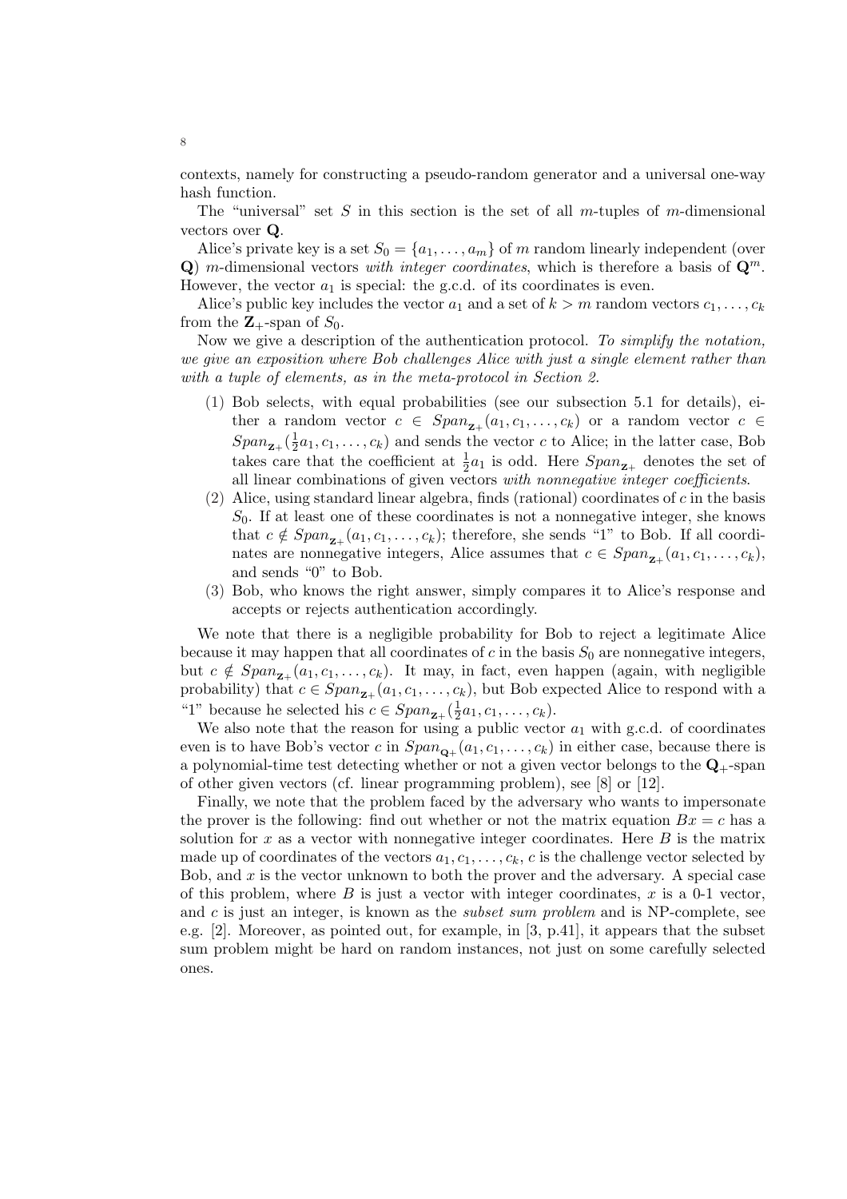contexts, namely for constructing a pseudo-random generator and a universal one-way hash function.

The "universal" set $S$ in this section is the set of all $m$-tuples of $m$-dimensional vectors over $\mathbf{Q}$.

Alice's private key is a set $S_0 = \{a_1, \ldots, a_m\}$ of $m$ random linearly independent (over $\mathbf{Q}$) $m$-dimensional vectors *with integer coordinates*, which is therefore a basis of $\mathbf{Q}^m$. However, the vector $a_1$ is special: the g.c.d. of its coordinates is even.

Alice's public key includes the vector $a_1$ and a set of $k > m$ random vectors $c_1, \ldots, c_k$ from the $\mathbf{Z}_+$-span of $S_0$.

Now we give a description of the authentication protocol. *To simplify the notation, we give an exposition where Bob challenges Alice with just a single element rather than with a tuple of elements, as in the meta-protocol in Section 2.*

(1) Bob selects, with equal probabilities (see our subsection 5.1 for details), either a random vector $c \in Span_{\mathbf{Z}_+}(a_1, c_1, \ldots, c_k)$ or a random vector $c \in Span_{\mathbf{Z}_+}(\frac{1}{2}a_1, c_1, \ldots, c_k)$ and sends the vector $c$ to Alice; in the latter case, Bob takes care that the coefficient at $\frac{1}{2}a_1$ is odd. Here $Span_{\mathbf{Z}_+}$ denotes the set of all linear combinations of given vectors *with nonnegative integer coefficients*.

(2) Alice, using standard linear algebra, finds (rational) coordinates of $c$ in the basis $S_0$. If at least one of these coordinates is not a nonnegative integer, she knows that $c \notin Span_{\mathbf{Z}_+}(a_1, c_1, \ldots, c_k)$; therefore, she sends "1" to Bob. If all coordinates are nonnegative integers, Alice assumes that $c \in Span_{\mathbf{Z}_+}(a_1, c_1, \ldots, c_k)$, and sends "0" to Bob.

(3) Bob, who knows the right answer, simply compares it to Alice's response and accepts or rejects authentication accordingly.

We note that there is a negligible probability for Bob to reject a legitimate Alice because it may happen that all coordinates of $c$ in the basis $S_0$ are nonnegative integers, but $c \notin Span_{\mathbf{Z}_+}(a_1, c_1, \ldots, c_k)$. It may, in fact, even happen (again, with negligible probability) that $c \in Span_{\mathbf{Z}_+}(a_1, c_1, \ldots, c_k)$, but Bob expected Alice to respond with a "1" because he selected his $c \in Span_{\mathbf{Z}_+}(\frac{1}{2}a_1, c_1, \ldots, c_k)$.

We also note that the reason for using a public vector $a_1$ with g.c.d. of coordinates even is to have Bob's vector $c$ in $Span_{\mathbf{Q}_+}(a_1, c_1, \ldots, c_k)$ in either case, because there is a polynomial-time test detecting whether or not a given vector belongs to the $\mathbf{Q}_+$-span of other given vectors (cf. linear programming problem), see [8] or [12].

Finally, we note that the problem faced by the adversary who wants to impersonate the prover is the following: find out whether or not the matrix equation $Bx = c$ has a solution for $x$ as a vector with nonnegative integer coordinates. Here $B$ is the matrix made up of coordinates of the vectors $a_1, c_1, \ldots, c_k$, $c$ is the challenge vector selected by Bob, and $x$ is the vector unknown to both the prover and the adversary. A special case of this problem, where $B$ is just a vector with integer coordinates, $x$ is a 0-1 vector, and $c$ is just an integer, is known as the *subset sum problem* and is NP-complete, see e.g. [2]. Moreover, as pointed out, for example, in [3, p.41], it appears that the subset sum problem might be hard on random instances, not just on some carefully selected ones.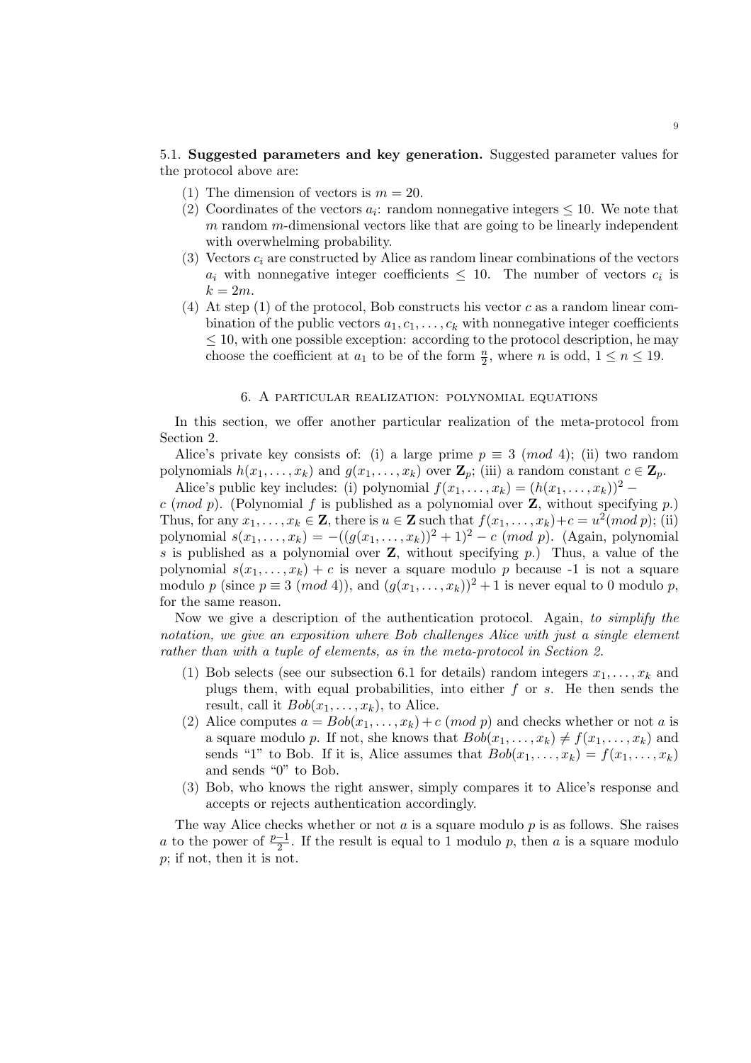5.1. **Suggested parameters and key generation.** Suggested parameter values for the protocol above are:

1. The dimension of vectors is $m = 20$.
2. Coordinates of the vectors $a_i$: random nonnegative integers $\leq 10$. We note that $m$ random $m$-dimensional vectors like that are going to be linearly independent with overwhelming probability.
3. Vectors $c_i$ are constructed by Alice as random linear combinations of the vectors $a_i$ with nonnegative integer coefficients $\leq 10$. The number of vectors $c_i$ is $k = 2m$.
4. At step (1) of the protocol, Bob constructs his vector $c$ as a random linear combination of the public vectors $a_1, c_1, \ldots, c_k$ with nonnegative integer coefficients $\leq 10$, with one possible exception: according to the protocol description, he may choose the coefficient at $a_1$ to be of the form $\frac{n}{2}$, where $n$ is odd, $1 \leq n \leq 19$.

## 6. A particular realization: polynomial equations

In this section, we offer another particular realization of the meta-protocol from Section 2.

Alice's private key consists of: (i) a large prime $p \equiv 3 \ (mod\ 4)$; (ii) two random polynomials $h(x_1, \ldots, x_k)$ and $g(x_1, \ldots, x_k)$ over $\mathbf{Z}_p$; (iii) a random constant $c \in \mathbf{Z}_p$.

Alice's public key includes: (i) polynomial $f(x_1, \ldots, x_k) = (h(x_1, \ldots, x_k))^2 - c \ (mod\ p)$. (Polynomial $f$ is published as a polynomial over $\mathbf{Z}$, without specifying $p$.) Thus, for any $x_1, \ldots, x_k \in \mathbf{Z}$, there is $u \in \mathbf{Z}$ such that $f(x_1, \ldots, x_k) + c = u^2 (mod\ p)$; (ii) polynomial $s(x_1, \ldots, x_k) = -((g(x_1, \ldots, x_k))^2 + 1)^2 - c \ (mod\ p)$. (Again, polynomial $s$ is published as a polynomial over $\mathbf{Z}$, without specifying $p$.) Thus, a value of the polynomial $s(x_1, \ldots, x_k) + c$ is never a square modulo $p$ because -1 is not a square modulo $p$ (since $p \equiv 3 \ (mod\ 4)$), and $(g(x_1, \ldots, x_k))^2 + 1$ is never equal to 0 modulo $p$, for the same reason.

Now we give a description of the authentication protocol. Again, *to simplify the notation, we give an exposition where Bob challenges Alice with just a single element rather than with a tuple of elements, as in the meta-protocol in Section 2.*

1. Bob selects (see our subsection 6.1 for details) random integers $x_1, \ldots, x_k$ and plugs them, with equal probabilities, into either $f$ or $s$. He then sends the result, call it $Bob(x_1, \ldots, x_k)$, to Alice.
2. Alice computes $a = Bob(x_1, \ldots, x_k) + c \ (mod\ p)$ and checks whether or not $a$ is a square modulo $p$. If not, she knows that $Bob(x_1, \ldots, x_k) \neq f(x_1, \ldots, x_k)$ and sends "1" to Bob. If it is, Alice assumes that $Bob(x_1, \ldots, x_k) = f(x_1, \ldots, x_k)$ and sends "0" to Bob.
3. Bob, who knows the right answer, simply compares it to Alice's response and accepts or rejects authentication accordingly.

The way Alice checks whether or not $a$ is a square modulo $p$ is as follows. She raises $a$ to the power of $\frac{p-1}{2}$. If the result is equal to 1 modulo $p$, then $a$ is a square modulo $p$; if not, then it is not.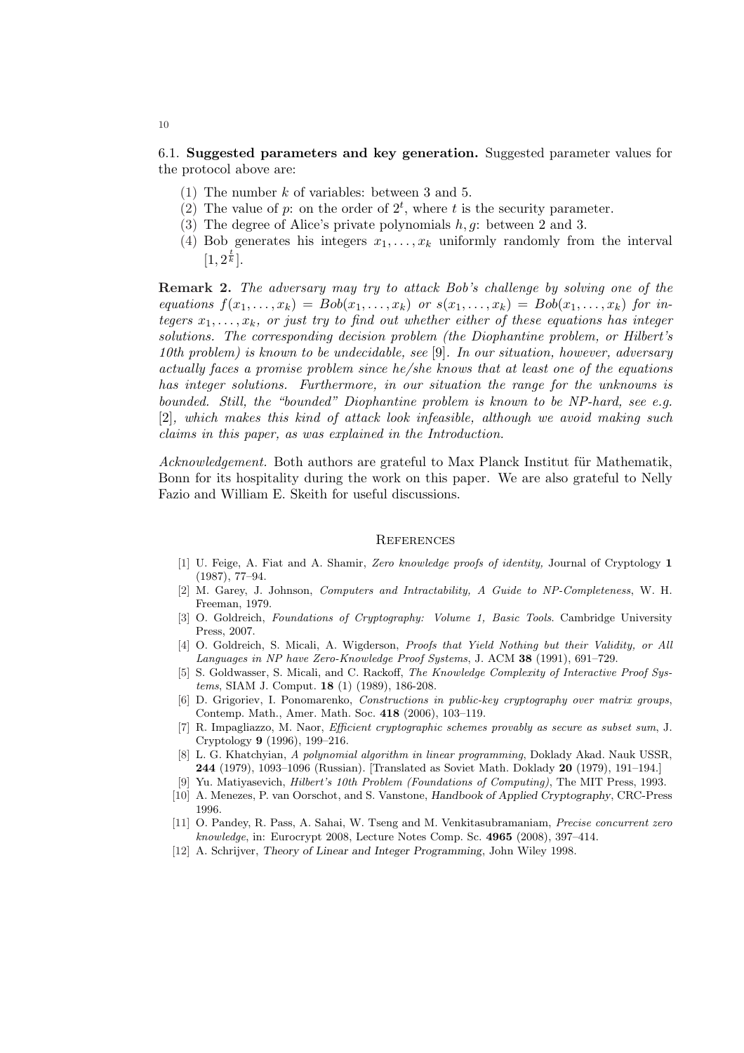6.1. **Suggested parameters and key generation.** Suggested parameter values for the protocol above are:

1. The number $k$ of variables: between 3 and 5.
2. The value of $p$: on the order of $2^t$, where $t$ is the security parameter.
3. The degree of Alice's private polynomials $h, g$: between 2 and 3.
4. Bob generates his integers $x_1, \ldots, x_k$ uniformly randomly from the interval $[1, 2^{\frac{t}{k}}]$.

**Remark 2.** *The adversary may try to attack Bob's challenge by solving one of the equations $f(x_1, \ldots, x_k) = Bob(x_1, \ldots, x_k)$ or $s(x_1, \ldots, x_k) = Bob(x_1, \ldots, x_k)$ for integers $x_1, \ldots, x_k$, or just try to find out whether either of these equations has integer solutions. The corresponding decision problem (the Diophantine problem, or Hilbert's 10th problem) is known to be undecidable, see* [9]*. In our situation, however, adversary actually faces a promise problem since he/she knows that at least one of the equations has integer solutions. Furthermore, in our situation the range for the unknowns is bounded. Still, the "bounded" Diophantine problem is known to be NP-hard, see e.g.* [2]*, which makes this kind of attack look infeasible, although we avoid making such claims in this paper, as was explained in the Introduction.*

*Acknowledgement.* Both authors are grateful to Max Planck Institut für Mathematik, Bonn for its hospitality during the work on this paper. We are also grateful to Nelly Fazio and William E. Skeith for useful discussions.

## References

[1] U. Feige, A. Fiat and A. Shamir, *Zero knowledge proofs of identity,* Journal of Cryptology **1** (1987), 77–94.

[2] M. Garey, J. Johnson, *Computers and Intractability, A Guide to NP-Completeness*, W. H. Freeman, 1979.

[3] O. Goldreich, *Foundations of Cryptography: Volume 1, Basic Tools*. Cambridge University Press, 2007.

[4] O. Goldreich, S. Micali, A. Wigderson, *Proofs that Yield Nothing but their Validity, or All Languages in NP have Zero-Knowledge Proof Systems*, J. ACM **38** (1991), 691–729.

[5] S. Goldwasser, S. Micali, and C. Rackoff, *The Knowledge Complexity of Interactive Proof Systems*, SIAM J. Comput. **18** (1) (1989), 186-208.

[6] D. Grigoriev, I. Ponomarenko, *Constructions in public-key cryptography over matrix groups*, Contemp. Math., Amer. Math. Soc. **418** (2006), 103–119.

[7] R. Impagliazzo, M. Naor, *Efficient cryptographic schemes provably as secure as subset sum*, J. Cryptology **9** (1996), 199–216.

[8] L. G. Khatchyian, *A polynomial algorithm in linear programming*, Doklady Akad. Nauk USSR, **244** (1979), 1093–1096 (Russian). [Translated as Soviet Math. Doklady **20** (1979), 191–194.]

[9] Yu. Matiyasevich, *Hilbert's 10th Problem (Foundations of Computing)*, The MIT Press, 1993.

[10] A. Menezes, P. van Oorschot, and S. Vanstone, *Handbook of Applied Cryptography*, CRC-Press 1996.

[11] O. Pandey, R. Pass, A. Sahai, W. Tseng and M. Venkitasubramaniam, *Precise concurrent zero knowledge*, in: Eurocrypt 2008, Lecture Notes Comp. Sc. **4965** (2008), 397–414.

[12] A. Schrijver, *Theory of Linear and Integer Programming*, John Wiley 1998.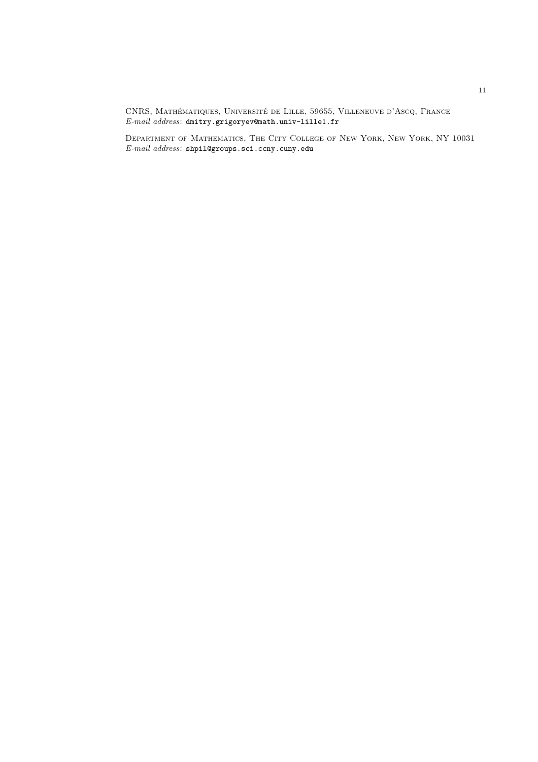CNRS, Mathématiques, Université de Lille, 59655, Villeneuve d'Ascq, France
*E-mail address*: dmitry.grigoryev@math.univ-lille1.fr

Department of Mathematics, The City College of New York, New York, NY 10031
*E-mail address*: shpil@groups.sci.ccny.cuny.edu